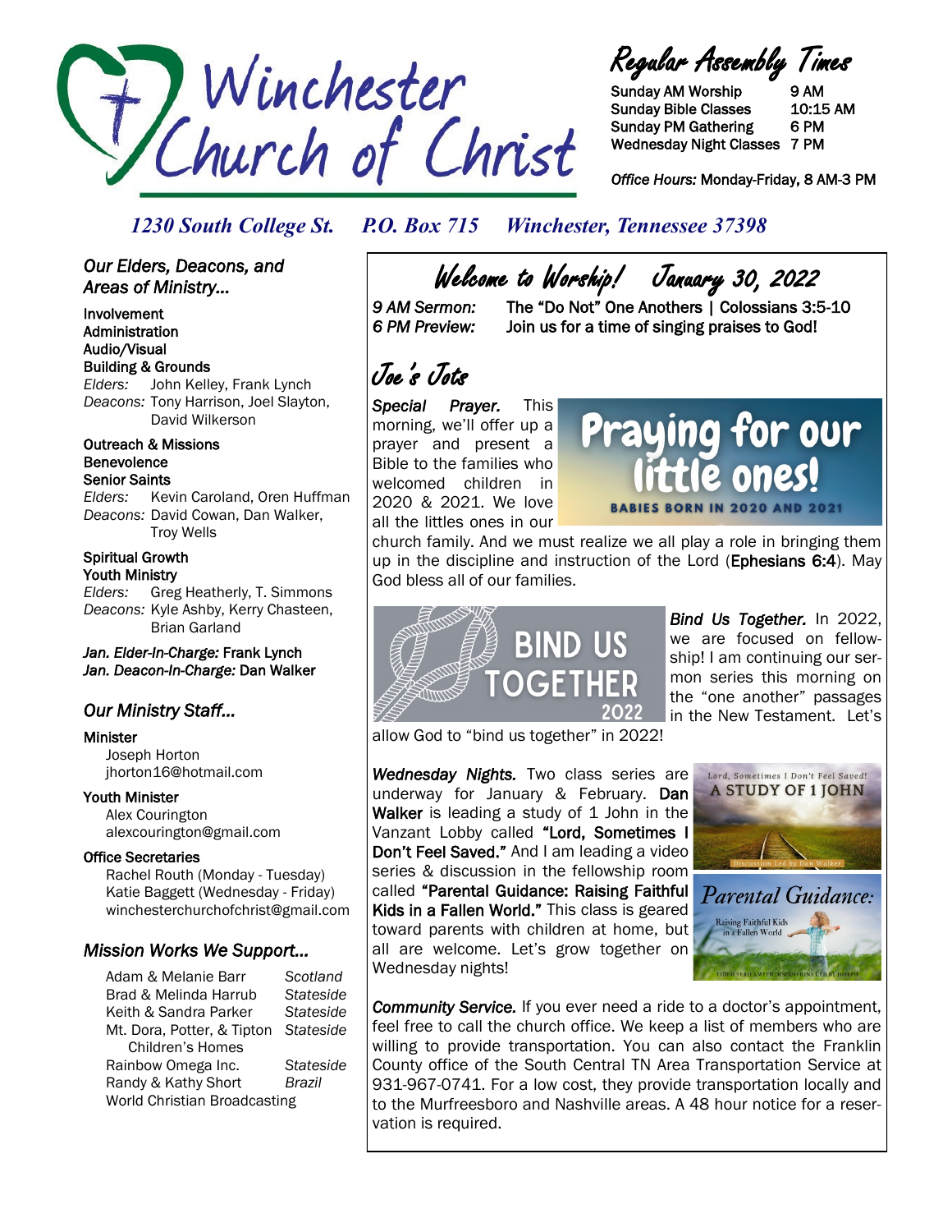# Winchester Church of Christ

## Regular Assembly Times

| | |
|---|---|
| Sunday AM Worship | 9 AM |
| Sunday Bible Classes | 10:15 AM |
| Sunday PM Gathering | 6 PM |
| Wednesday Night Classes | 7 PM |

*Office Hours:* Monday-Friday, 8 AM-3 PM

*1230 South College St. P.O. Box 715 Winchester, Tennessee 37398*

## *Our Elders, Deacons, and Areas of Ministry...*

**Involvement**
**Administration**
**Audio/Visual**
**Building & Grounds**
*Elders:* John Kelley, Frank Lynch
*Deacons:* Tony Harrison, Joel Slayton, David Wilkerson

**Outreach & Missions**
**Benevolence**
**Senior Saints**
*Elders:* Kevin Caroland, Oren Huffman
*Deacons:* David Cowan, Dan Walker, Troy Wells

**Spiritual Growth**
**Youth Ministry**
*Elders:* Greg Heatherly, T. Simmons
*Deacons:* Kyle Ashby, Kerry Chasteen, Brian Garland

***Jan. Elder-In-Charge:* Frank Lynch**
***Jan. Deacon-In-Charge:* Dan Walker**

## *Our Ministry Staff...*

**Minister**
Joseph Horton
jhorton16@hotmail.com

**Youth Minister**
Alex Courington
alexcourington@gmail.com

**Office Secretaries**
Rachel Routh (Monday - Tuesday)
Katie Baggett (Wednesday - Friday)
winchesterchurchofchrist@gmail.com

## *Mission Works We Support...*

| | |
|---|---|
| Adam & Melanie Barr | *Scotland* |
| Brad & Melinda Harrub | *Stateside* |
| Keith & Sandra Parker | *Stateside* |
| Mt. Dora, Potter, & Tipton Children's Homes | *Stateside* |
| Rainbow Omega Inc. | *Stateside* |
| Randy & Kathy Short | *Brazil* |
| World Christian Broadcasting | |

## Welcome to Worship! January 30, 2022

*9 AM Sermon:* The "Do Not" One Anothers | Colossians 3:5-10
*6 PM Preview:* Join us for a time of singing praises to God!

## Joe's Jots

***Special Prayer.*** This morning, we'll offer up a prayer and present a Bible to the families who welcomed children in 2020 & 2021. We love all the littles ones in our church family. And we must realize we all play a role in bringing them up in the discipline and instruction of the Lord (**Ephesians 6:4**). May God bless all of our families.

***Bind Us Together.*** In 2022, we are focused on fellowship! I am continuing our sermon series this morning on the "one another" passages in the New Testament. Let's allow God to "bind us together" in 2022!

***Wednesday Nights.*** Two class series are underway for January & February. **Dan Walker** is leading a study of 1 John in the Vanzant Lobby called **"Lord, Sometimes I Don't Feel Saved."** And I am leading a video series & discussion in the fellowship room called **"Parental Guidance: Raising Faithful Kids in a Fallen World."** This class is geared toward parents with children at home, but all are welcome. Let's grow together on Wednesday nights!

***Community Service.*** If you ever need a ride to a doctor's appointment, feel free to call the church office. We keep a list of members who are willing to provide transportation. You can also contact the Franklin County office of the South Central TN Area Transportation Service at 931-967-0741. For a low cost, they provide transportation locally and to the Murfreesboro and Nashville areas. A 48 hour notice for a reservation is required.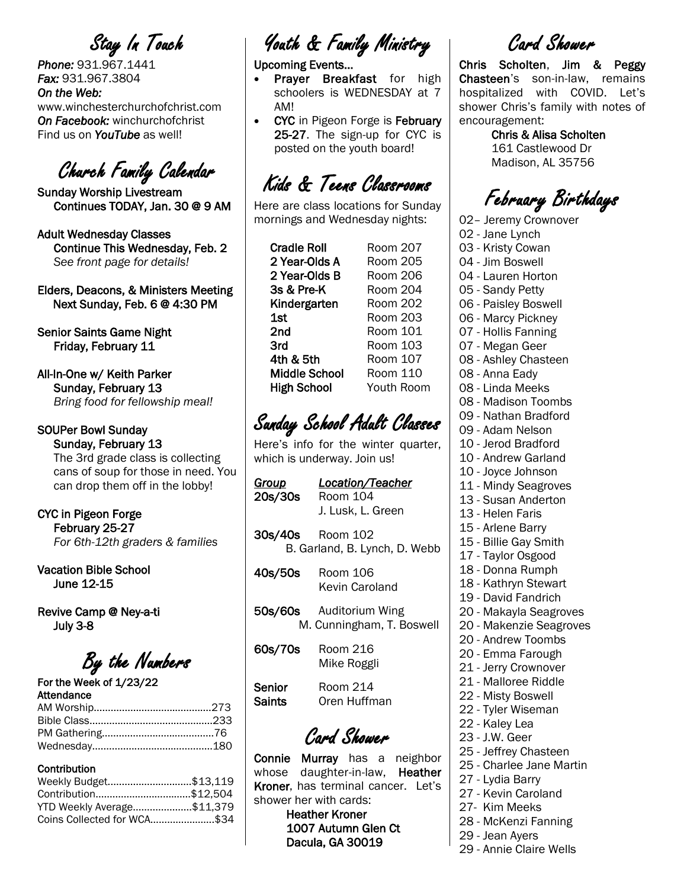## Stay In Touch

*Phone:* 931.967.1441
*Fax:* 931.967.3804
*On the Web:*
www.winchesterchurchofchrist.com
*On Facebook:* winchurchofchrist
Find us on *YouTube* as well!

## Church Family Calendar

**Sunday Worship Livestream**
**Continues TODAY, Jan. 30 @ 9 AM**

**Adult Wednesday Classes**
**Continue This Wednesday, Feb. 2**
*See front page for details!*

**Elders, Deacons, & Ministers Meeting**
**Next Sunday, Feb. 6 @ 4:30 PM**

**Senior Saints Game Night**
**Friday, February 11**

**All-In-One w/ Keith Parker**
**Sunday, February 13**
*Bring food for fellowship meal!*

**SOUPer Bowl Sunday**
**Sunday, February 13**
The 3rd grade class is collecting cans of soup for those in need. You can drop them off in the lobby!

**CYC in Pigeon Forge**
**February 25-27**
*For 6th-12th graders & families*

**Vacation Bible School**
**June 12-15**

**Revive Camp @ Ney-a-ti**
**July 3-8**

## By the Numbers

**For the Week of 1/23/22**

**Attendance**

| | |
|---|---|
| AM Worship | 273 |
| Bible Class | 233 |
| PM Gathering | 76 |
| Wednesday | 180 |

**Contribution**

| | |
|---|---|
| Weekly Budget | $13,119 |
| Contribution | $12,504 |
| YTD Weekly Average | $11,379 |
| Coins Collected for WCA | $34 |

## Youth & Family Ministry

**Upcoming Events…**

- **Prayer Breakfast** for high schoolers is WEDNESDAY at 7 AM!
- **CYC** in Pigeon Forge is **February 25-27**. The sign-up for CYC is posted on the youth board!

## Kids & Teens Classrooms

Here are class locations for Sunday mornings and Wednesday nights:

| | |
|---|---|
| **Cradle Roll** | Room 207 |
| **2 Year-Olds A** | Room 205 |
| **2 Year-Olds B** | Room 206 |
| **3s & Pre-K** | Room 204 |
| **Kindergarten** | Room 202 |
| **1st** | Room 203 |
| **2nd** | Room 101 |
| **3rd** | Room 103 |
| **4th & 5th** | Room 107 |
| **Middle School** | Room 110 |
| **High School** | Youth Room |

## Sunday School Adult Classes

Here's info for the winter quarter, which is underway. Join us!

| ***Group*** | ***Location/Teacher*** |
|---|---|
| **20s/30s** | Room 104<br>J. Lusk, L. Green |
| **30s/40s** | Room 102<br>B. Garland, B. Lynch, D. Webb |
| **40s/50s** | Room 106<br>Kevin Caroland |
| **50s/60s** | Auditorium Wing<br>M. Cunningham, T. Boswell |
| **60s/70s** | Room 216<br>Mike Roggli |
| **Senior Saints** | Room 214<br>Oren Huffman |

## Card Shower

**Connie Murray** has a neighbor whose daughter-in-law, **Heather Kroner**, has terminal cancer. Let's shower her with cards:

**Heather Kroner**
**1007 Autumn Glen Ct**
**Dacula, GA 30019**

## Card Shower

**Chris Scholten**, **Jim & Peggy Chasteen**'s son-in-law, remains hospitalized with COVID. Let's shower Chris's family with notes of encouragement:

**Chris & Alisa Scholten**
161 Castlewood Dr
Madison, AL 35756

## February Birthdays

02– Jeremy Crownover
02 - Jane Lynch
03 - Kristy Cowan
04 - Jim Boswell
04 - Lauren Horton
05 - Sandy Petty
06 - Paisley Boswell
06 - Marcy Pickney
07 - Hollis Fanning
07 - Megan Geer
08 - Ashley Chasteen
08 - Anna Eady
08 - Linda Meeks
08 - Madison Toombs
09 - Nathan Bradford
09 - Adam Nelson
10 - Jerod Bradford
10 - Andrew Garland
10 - Joyce Johnson
11 - Mindy Seagroves
13 - Susan Anderton
13 - Helen Faris
15 - Arlene Barry
15 - Billie Gay Smith
17 - Taylor Osgood
18 - Donna Rumph
18 - Kathryn Stewart
19 - David Fandrich
20 - Makayla Seagroves
20 - Makenzie Seagroves
20 - Andrew Toombs
20 - Emma Farough
21 - Jerry Crownover
21 - Malloree Riddle
22 - Misty Boswell
22 - Tyler Wiseman
22 - Kaley Lea
23 - J.W. Geer
25 - Jeffrey Chasteen
25 - Charlee Jane Martin
27 - Lydia Barry
27 - Kevin Caroland
27- Kim Meeks
28 - McKenzi Fanning
29 - Jean Ayers
29 - Annie Claire Wells